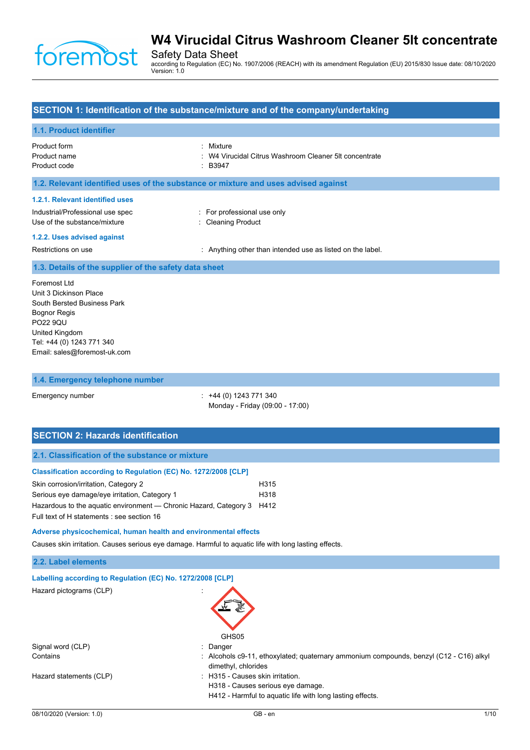# W4 Virucidal Citrus Washroom Cleaner 5lt concentrate

Safety Data Sheet

according to Regulation (EC) No. 1907/2006 (REACH) with its amendment Regulation (EU) 2015/830 Issue date: 08/10/2020

Version: 1.0

## SECTION 1: Identification of the substance/mixture and of the company/undertaking

### 1.1. Product identifier

| | |
|---|---|
| Product form | : Mixture |
| Product name | : W4 Virucidal Citrus Washroom Cleaner 5lt concentrate |
| Product code | : B3947 |

### 1.2. Relevant identified uses of the substance or mixture and uses advised against

#### 1.2.1. Relevant identified uses

| | |
|---|---|
| Industrial/Professional use spec | : For professional use only |
| Use of the substance/mixture | : Cleaning Product |

#### 1.2.2. Uses advised against

| | |
|---|---|
| Restrictions on use | : Anything other than intended use as listed on the label. |

### 1.3. Details of the supplier of the safety data sheet

Foremost Ltd
Unit 3 Dickinson Place
South Bersted Business Park
Bognor Regis
PO22 9QU
United Kingdom
Tel: +44 (0) 1243 771 340
Email: sales@foremost-uk.com

### 1.4. Emergency telephone number

| | |
|---|---|
| Emergency number | : +44 (0) 1243 771 340<br>Monday - Friday (09:00 - 17:00) |

## SECTION 2: Hazards identification

### 2.1. Classification of the substance or mixture

#### Classification according to Regulation (EC) No. 1272/2008 [CLP]

| | |
|---|---|
| Skin corrosion/irritation, Category 2 | H315 |
| Serious eye damage/eye irritation, Category 1 | H318 |
| Hazardous to the aquatic environment — Chronic Hazard, Category 3 | H412 |

Full text of H statements : see section 16

#### Adverse physicochemical, human health and environmental effects

Causes skin irritation. Causes serious eye damage. Harmful to aquatic life with long lasting effects.

### 2.2. Label elements

#### Labelling according to Regulation (EC) No. 1272/2008 [CLP]

Hazard pictograms (CLP) :

GHS05

| | |
|---|---|
| Signal word (CLP) | : Danger |
| Contains | : Alcohols c9-11, ethoxylated; quaternary ammonium compounds, benzyl (C12 - C16) alkyl dimethyl, chlorides |
| Hazard statements (CLP) | : H315 - Causes skin irritation.<br>H318 - Causes serious eye damage.<br>H412 - Harmful to aquatic life with long lasting effects. |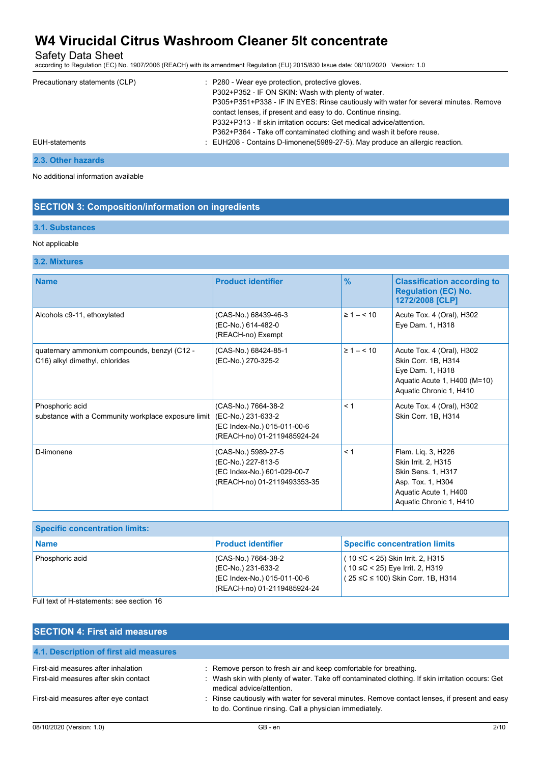| | |
|---|---|
| Precautionary statements (CLP) | : P280 - Wear eye protection, protective gloves.<br>P302+P352 - IF ON SKIN: Wash with plenty of water.<br>P305+P351+P338 - IF IN EYES: Rinse cautiously with water for several minutes. Remove contact lenses, if present and easy to do. Continue rinsing.<br>P332+P313 - If skin irritation occurs: Get medical advice/attention.<br>P362+P364 - Take off contaminated clothing and wash it before reuse. |
| EUH-statements | : EUH208 - Contains D-limonene(5989-27-5). May produce an allergic reaction. |

### 2.3. Other hazards

No additional information available

## SECTION 3: Composition/information on ingredients

### 3.1. Substances

Not applicable

### 3.2. Mixtures

| Name | Product identifier | % | Classification according to Regulation (EC) No. 1272/2008 [CLP] |
|---|---|---|---|
| Alcohols c9-11, ethoxylated | (CAS-No.) 68439-46-3<br>(EC-No.) 614-482-0<br>(REACH-no) Exempt | ≥ 1 – < 10 | Acute Tox. 4 (Oral), H302<br>Eye Dam. 1, H318 |
| quaternary ammonium compounds, benzyl (C12 - C16) alkyl dimethyl, chlorides | (CAS-No.) 68424-85-1<br>(EC-No.) 270-325-2 | ≥ 1 – < 10 | Acute Tox. 4 (Oral), H302<br>Skin Corr. 1B, H314<br>Eye Dam. 1, H318<br>Aquatic Acute 1, H400 (M=10)<br>Aquatic Chronic 1, H410 |
| Phosphoric acid<br>substance with a Community workplace exposure limit | (CAS-No.) 7664-38-2<br>(EC-No.) 231-633-2<br>(EC Index-No.) 015-011-00-6<br>(REACH-no) 01-2119485924-24 | < 1 | Acute Tox. 4 (Oral), H302<br>Skin Corr. 1B, H314 |
| D-limonene | (CAS-No.) 5989-27-5<br>(EC-No.) 227-813-5<br>(EC Index-No.) 601-029-00-7<br>(REACH-no) 01-2119493353-35 | < 1 | Flam. Liq. 3, H226<br>Skin Irrit. 2, H315<br>Skin Sens. 1, H317<br>Asp. Tox. 1, H304<br>Aquatic Acute 1, H400<br>Aquatic Chronic 1, H410 |

| Specific concentration limits: | | |
|---|---|---|
| **Name** | **Product identifier** | **Specific concentration limits** |
| Phosphoric acid | (CAS-No.) 7664-38-2<br>(EC-No.) 231-633-2<br>(EC Index-No.) 015-011-00-6<br>(REACH-no) 01-2119485924-24 | ( 10 ≤C < 25) Skin Irrit. 2, H315<br>( 10 ≤C < 25) Eye Irrit. 2, H319<br>( 25 ≤C ≤ 100) Skin Corr. 1B, H314 |

Full text of H-statements: see section 16

## SECTION 4: First aid measures

### 4.1. Description of first aid measures

| | |
|---|---|
| First-aid measures after inhalation | : Remove person to fresh air and keep comfortable for breathing. |
| First-aid measures after skin contact | : Wash skin with plenty of water. Take off contaminated clothing. If skin irritation occurs: Get medical advice/attention. |
| First-aid measures after eye contact | : Rinse cautiously with water for several minutes. Remove contact lenses, if present and easy to do. Continue rinsing. Call a physician immediately. |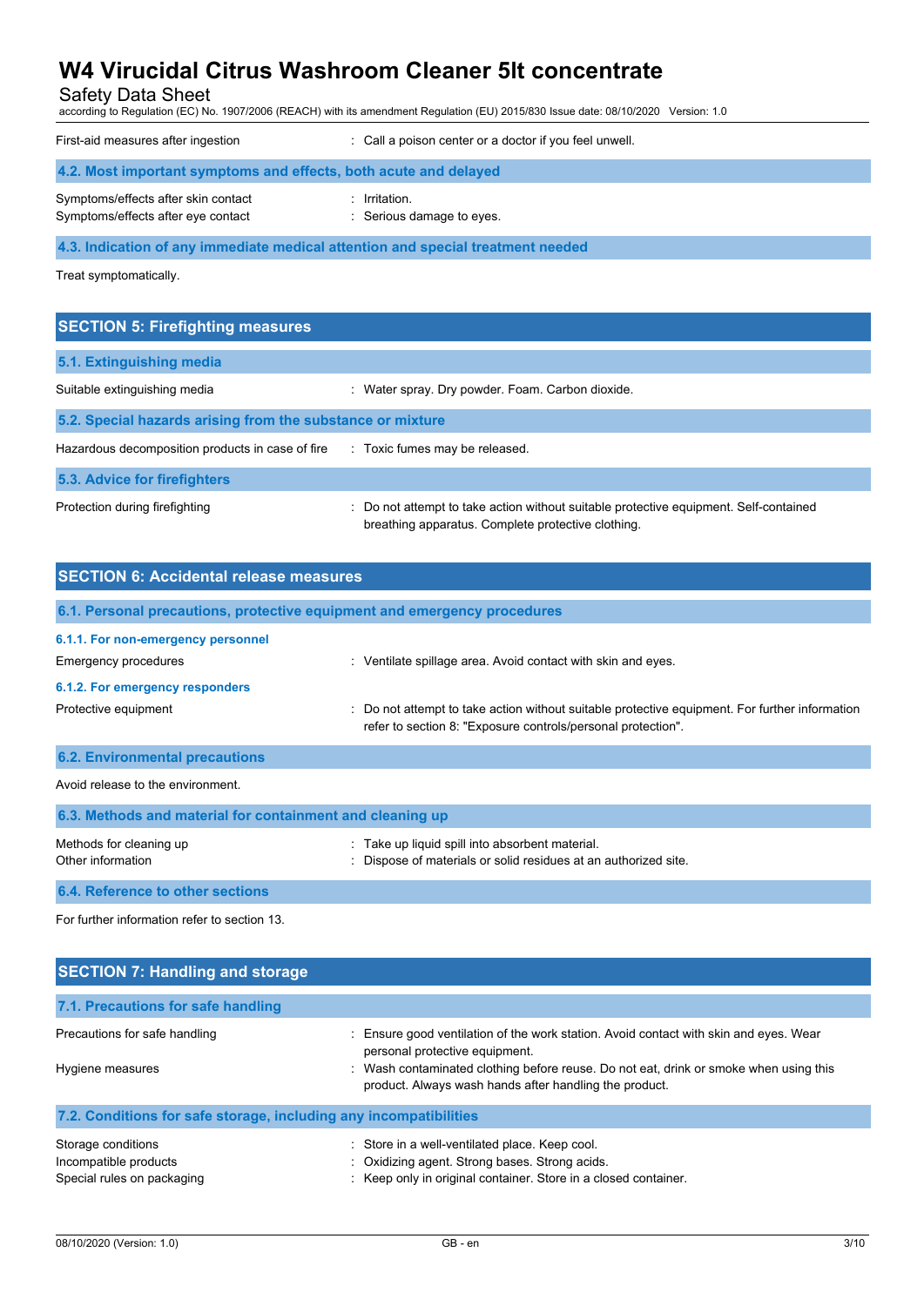First-aid measures after ingestion : Call a poison center or a doctor if you feel unwell.

### 4.2. Most important symptoms and effects, both acute and delayed

Symptoms/effects after skin contact : Irritation.
Symptoms/effects after eye contact : Serious damage to eyes.

### 4.3. Indication of any immediate medical attention and special treatment needed

Treat symptomatically.

## SECTION 5: Firefighting measures

### 5.1. Extinguishing media

Suitable extinguishing media : Water spray. Dry powder. Foam. Carbon dioxide.

### 5.2. Special hazards arising from the substance or mixture

Hazardous decomposition products in case of fire : Toxic fumes may be released.

### 5.3. Advice for firefighters

Protection during firefighting : Do not attempt to take action without suitable protective equipment. Self-contained breathing apparatus. Complete protective clothing.

## SECTION 6: Accidental release measures

### 6.1. Personal precautions, protective equipment and emergency procedures

#### 6.1.1. For non-emergency personnel

Emergency procedures : Ventilate spillage area. Avoid contact with skin and eyes.

#### 6.1.2. For emergency responders

Protective equipment : Do not attempt to take action without suitable protective equipment. For further information refer to section 8: "Exposure controls/personal protection".

### 6.2. Environmental precautions

Avoid release to the environment.

### 6.3. Methods and material for containment and cleaning up

Methods for cleaning up : Take up liquid spill into absorbent material.
Other information : Dispose of materials or solid residues at an authorized site.

### 6.4. Reference to other sections

For further information refer to section 13.

## SECTION 7: Handling and storage

### 7.1. Precautions for safe handling

Precautions for safe handling : Ensure good ventilation of the work station. Avoid contact with skin and eyes. Wear personal protective equipment.
Hygiene measures : Wash contaminated clothing before reuse. Do not eat, drink or smoke when using this product. Always wash hands after handling the product.

### 7.2. Conditions for safe storage, including any incompatibilities

Storage conditions : Store in a well-ventilated place. Keep cool.
Incompatible products : Oxidizing agent. Strong bases. Strong acids.
Special rules on packaging : Keep only in original container. Store in a closed container.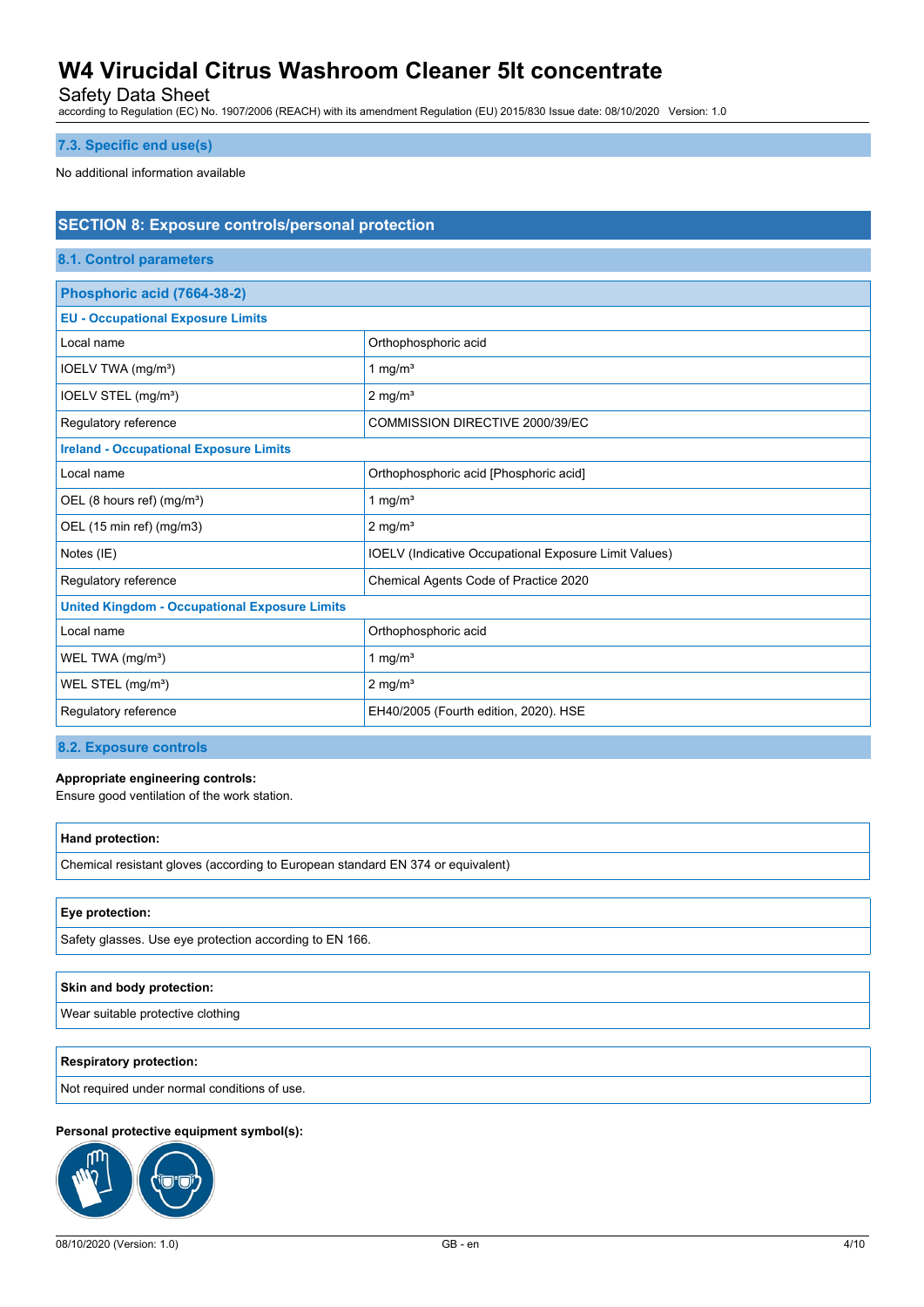### 7.3. Specific end use(s)

No additional information available

## SECTION 8: Exposure controls/personal protection

### 8.1. Control parameters

| Phosphoric acid (7664-38-2) | |
|---|---|
| **EU - Occupational Exposure Limits** | |
| Local name | Orthophosphoric acid |
| IOELV TWA (mg/m³) | 1 mg/m³ |
| IOELV STEL (mg/m³) | 2 mg/m³ |
| Regulatory reference | COMMISSION DIRECTIVE 2000/39/EC |
| **Ireland - Occupational Exposure Limits** | |
| Local name | Orthophosphoric acid [Phosphoric acid] |
| OEL (8 hours ref) (mg/m³) | 1 mg/m³ |
| OEL (15 min ref) (mg/m3) | 2 mg/m³ |
| Notes (IE) | IOELV (Indicative Occupational Exposure Limit Values) |
| Regulatory reference | Chemical Agents Code of Practice 2020 |
| **United Kingdom - Occupational Exposure Limits** | |
| Local name | Orthophosphoric acid |
| WEL TWA (mg/m³) | 1 mg/m³ |
| WEL STEL (mg/m³) | 2 mg/m³ |
| Regulatory reference | EH40/2005 (Fourth edition, 2020). HSE |

### 8.2. Exposure controls

**Appropriate engineering controls:**
Ensure good ventilation of the work station.

| Hand protection: |
|---|
| Chemical resistant gloves (according to European standard EN 374 or equivalent) |

| Eye protection: |
|---|
| Safety glasses. Use eye protection according to EN 166. |

| Skin and body protection: |
|---|
| Wear suitable protective clothing |

| Respiratory protection: |
|---|
| Not required under normal conditions of use. |

**Personal protective equipment symbol(s):**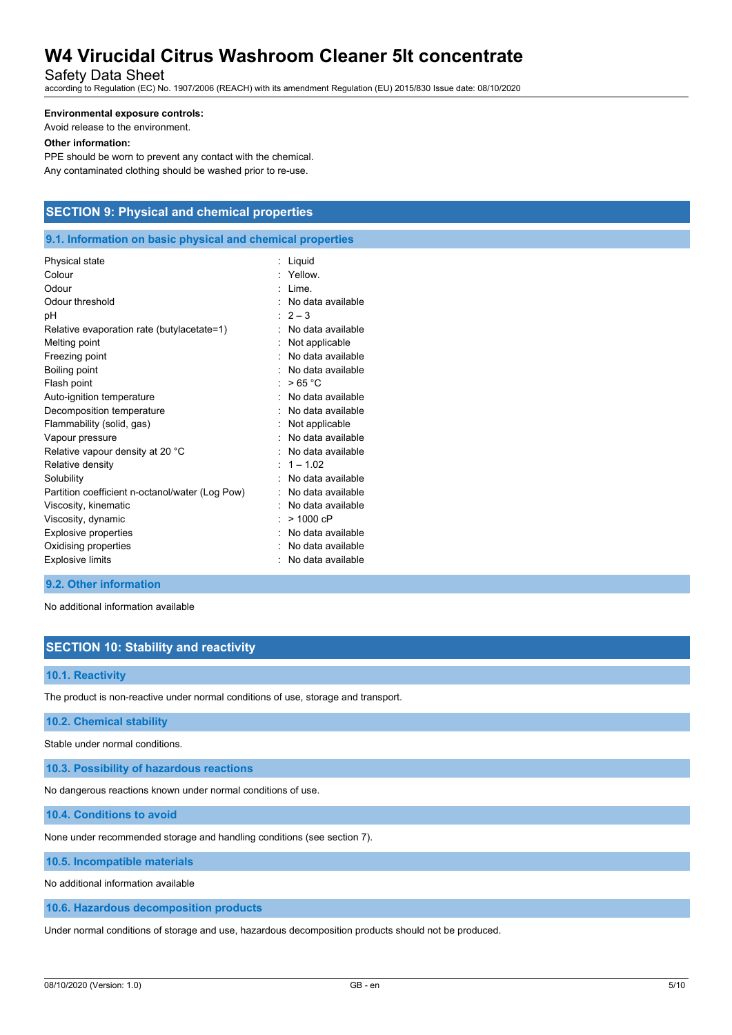**Environmental exposure controls:**

Avoid release to the environment.

**Other information:**

PPE should be worn to prevent any contact with the chemical.
Any contaminated clothing should be washed prior to re-use.

## SECTION 9: Physical and chemical properties

### 9.1. Information on basic physical and chemical properties

| Property | Value |
|---|---|
| Physical state | Liquid |
| Colour | Yellow. |
| Odour | Lime. |
| Odour threshold | No data available |
| pH | 2 – 3 |
| Relative evaporation rate (butylacetate=1) | No data available |
| Melting point | Not applicable |
| Freezing point | No data available |
| Boiling point | No data available |
| Flash point | > 65 °C |
| Auto-ignition temperature | No data available |
| Decomposition temperature | No data available |
| Flammability (solid, gas) | Not applicable |
| Vapour pressure | No data available |
| Relative vapour density at 20 °C | No data available |
| Relative density | 1 – 1.02 |
| Solubility | No data available |
| Partition coefficient n-octanol/water (Log Pow) | No data available |
| Viscosity, kinematic | No data available |
| Viscosity, dynamic | > 1000 cP |
| Explosive properties | No data available |
| Oxidising properties | No data available |
| Explosive limits | No data available |

### 9.2. Other information

No additional information available

## SECTION 10: Stability and reactivity

### 10.1. Reactivity

The product is non-reactive under normal conditions of use, storage and transport.

### 10.2. Chemical stability

Stable under normal conditions.

### 10.3. Possibility of hazardous reactions

No dangerous reactions known under normal conditions of use.

### 10.4. Conditions to avoid

None under recommended storage and handling conditions (see section 7).

### 10.5. Incompatible materials

No additional information available

### 10.6. Hazardous decomposition products

Under normal conditions of storage and use, hazardous decomposition products should not be produced.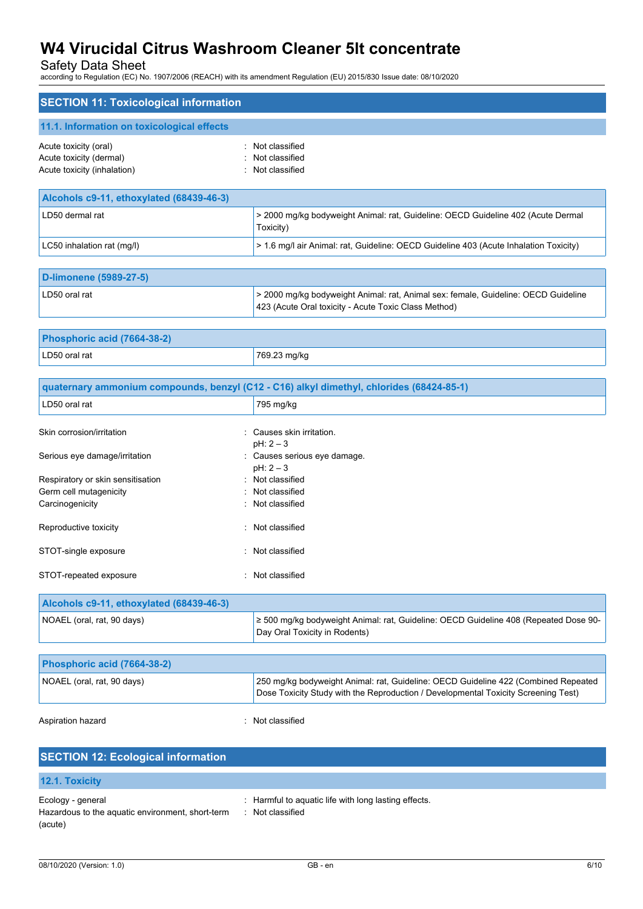## SECTION 11: Toxicological information

### 11.1. Information on toxicological effects

Acute toxicity (oral) : Not classified
Acute toxicity (dermal) : Not classified
Acute toxicity (inhalation) : Not classified

| Alcohols c9-11, ethoxylated (68439-46-3) | |
|---|---|
| LD50 dermal rat | > 2000 mg/kg bodyweight Animal: rat, Guideline: OECD Guideline 402 (Acute Dermal Toxicity) |
| LC50 inhalation rat (mg/l) | > 1.6 mg/l air Animal: rat, Guideline: OECD Guideline 403 (Acute Inhalation Toxicity) |

| D-limonene (5989-27-5) | |
|---|---|
| LD50 oral rat | > 2000 mg/kg bodyweight Animal: rat, Animal sex: female, Guideline: OECD Guideline 423 (Acute Oral toxicity - Acute Toxic Class Method) |

| Phosphoric acid (7664-38-2) | |
|---|---|
| LD50 oral rat | 769.23 mg/kg |

| quaternary ammonium compounds, benzyl (C12 - C16) alkyl dimethyl, chlorides (68424-85-1) | |
|---|---|
| LD50 oral rat | 795 mg/kg |

Skin corrosion/irritation : Causes skin irritation.
pH: 2 – 3

Serious eye damage/irritation : Causes serious eye damage.
pH: 2 – 3

Respiratory or skin sensitisation : Not classified
Germ cell mutagenicity : Not classified
Carcinogenicity : Not classified

Reproductive toxicity : Not classified

STOT-single exposure : Not classified

STOT-repeated exposure : Not classified

| Alcohols c9-11, ethoxylated (68439-46-3) | |
|---|---|
| NOAEL (oral, rat, 90 days) | ≥ 500 mg/kg bodyweight Animal: rat, Guideline: OECD Guideline 408 (Repeated Dose 90-Day Oral Toxicity in Rodents) |

| Phosphoric acid (7664-38-2) | |
|---|---|
| NOAEL (oral, rat, 90 days) | 250 mg/kg bodyweight Animal: rat, Guideline: OECD Guideline 422 (Combined Repeated Dose Toxicity Study with the Reproduction / Developmental Toxicity Screening Test) |

Aspiration hazard : Not classified

## SECTION 12: Ecological information

### 12.1. Toxicity

Ecology - general : Harmful to aquatic life with long lasting effects.
Hazardous to the aquatic environment, short-term (acute) : Not classified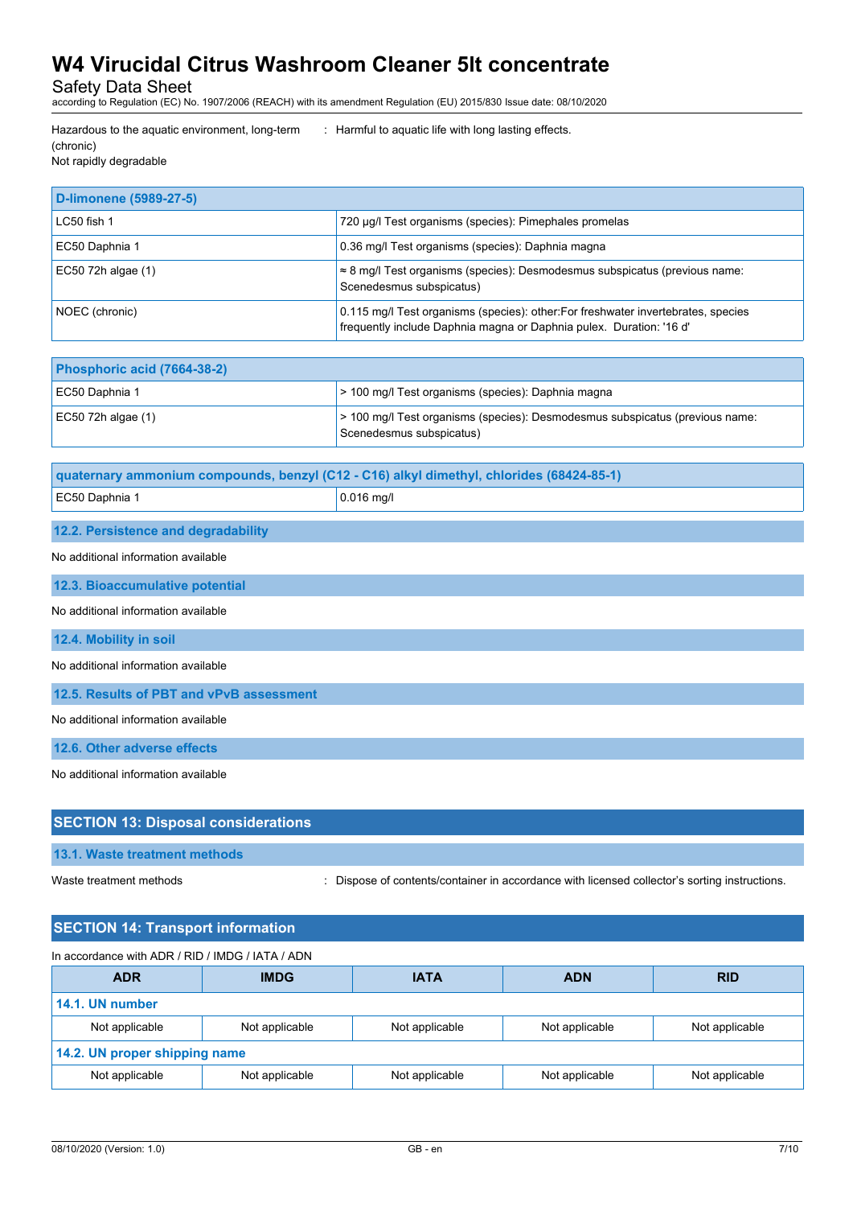Hazardous to the aquatic environment, long-term (chronic) : Harmful to aquatic life with long lasting effects.
Not rapidly degradable

| D-limonene (5989-27-5) | |
|---|---|
| LC50 fish 1 | 720 µg/l Test organisms (species): Pimephales promelas |
| EC50 Daphnia 1 | 0.36 mg/l Test organisms (species): Daphnia magna |
| EC50 72h algae (1) | ≈ 8 mg/l Test organisms (species): Desmodesmus subspicatus (previous name: Scenedesmus subspicatus) |
| NOEC (chronic) | 0.115 mg/l Test organisms (species): other:For freshwater invertebrates, species frequently include Daphnia magna or Daphnia pulex. Duration: '16 d' |

| Phosphoric acid (7664-38-2) | |
|---|---|
| EC50 Daphnia 1 | > 100 mg/l Test organisms (species): Daphnia magna |
| EC50 72h algae (1) | > 100 mg/l Test organisms (species): Desmodesmus subspicatus (previous name: Scenedesmus subspicatus) |

| quaternary ammonium compounds, benzyl (C12 - C16) alkyl dimethyl, chlorides (68424-85-1) | |
|---|---|
| EC50 Daphnia 1 | 0.016 mg/l |

### 12.2. Persistence and degradability

No additional information available

### 12.3. Bioaccumulative potential

No additional information available

### 12.4. Mobility in soil

No additional information available

### 12.5. Results of PBT and vPvB assessment

No additional information available

### 12.6. Other adverse effects

No additional information available

## SECTION 13: Disposal considerations

### 13.1. Waste treatment methods

Waste treatment methods : Dispose of contents/container in accordance with licensed collector's sorting instructions.

## SECTION 14: Transport information

In accordance with ADR / RID / IMDG / IATA / ADN

| ADR | IMDG | IATA | ADN | RID |
|---|---|---|---|---|
| **14.1. UN number** | | | | |
| Not applicable | Not applicable | Not applicable | Not applicable | Not applicable |
| **14.2. UN proper shipping name** | | | | |
| Not applicable | Not applicable | Not applicable | Not applicable | Not applicable |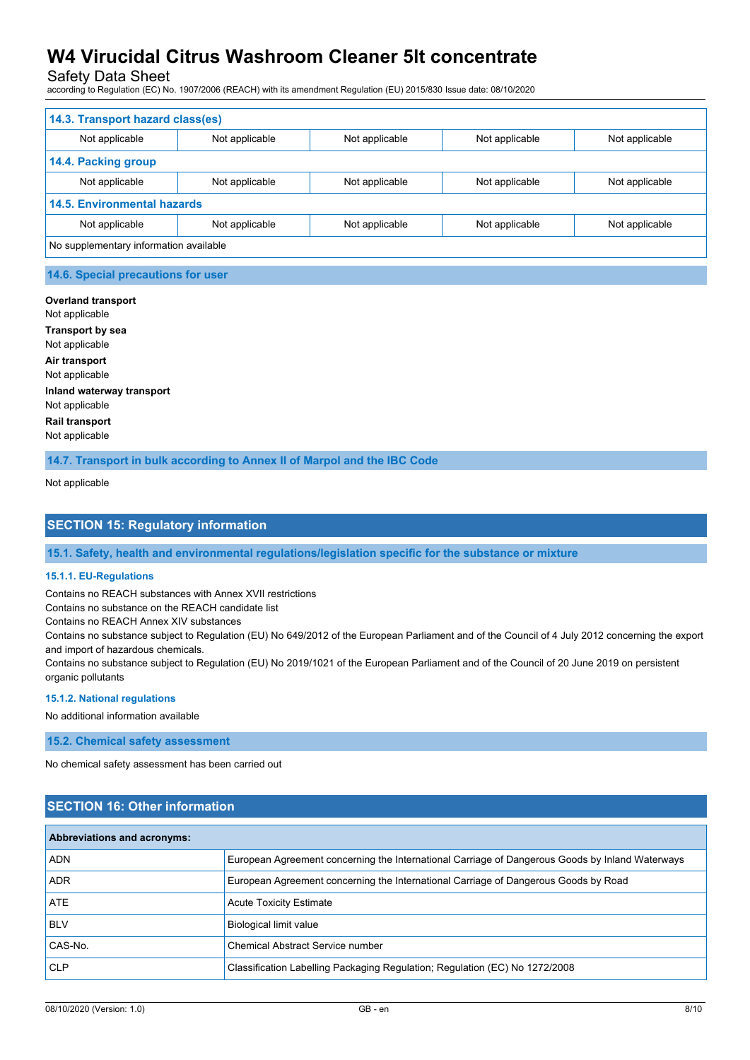| 14.3. Transport hazard class(es) | | | | |
|---|---|---|---|---|
| Not applicable | Not applicable | Not applicable | Not applicable | Not applicable |
| **14.4. Packing group** | | | | |
| Not applicable | Not applicable | Not applicable | Not applicable | Not applicable |
| **14.5. Environmental hazards** | | | | |
| Not applicable | Not applicable | Not applicable | Not applicable | Not applicable |
| No supplementary information available | | | | |

### 14.6. Special precautions for user

**Overland transport**
Not applicable

**Transport by sea**
Not applicable

**Air transport**
Not applicable

**Inland waterway transport**
Not applicable

**Rail transport**
Not applicable

### 14.7. Transport in bulk according to Annex II of Marpol and the IBC Code

Not applicable

## SECTION 15: Regulatory information

### 15.1. Safety, health and environmental regulations/legislation specific for the substance or mixture

#### 15.1.1. EU-Regulations

Contains no REACH substances with Annex XVII restrictions
Contains no substance on the REACH candidate list
Contains no REACH Annex XIV substances
Contains no substance subject to Regulation (EU) No 649/2012 of the European Parliament and of the Council of 4 July 2012 concerning the export and import of hazardous chemicals.
Contains no substance subject to Regulation (EU) No 2019/1021 of the European Parliament and of the Council of 20 June 2019 on persistent organic pollutants

#### 15.1.2. National regulations

No additional information available

### 15.2. Chemical safety assessment

No chemical safety assessment has been carried out

## SECTION 16: Other information

| Abbreviations and acronyms: | |
|---|---|
| ADN | European Agreement concerning the International Carriage of Dangerous Goods by Inland Waterways |
| ADR | European Agreement concerning the International Carriage of Dangerous Goods by Road |
| ATE | Acute Toxicity Estimate |
| BLV | Biological limit value |
| CAS-No. | Chemical Abstract Service number |
| CLP | Classification Labelling Packaging Regulation; Regulation (EC) No 1272/2008 |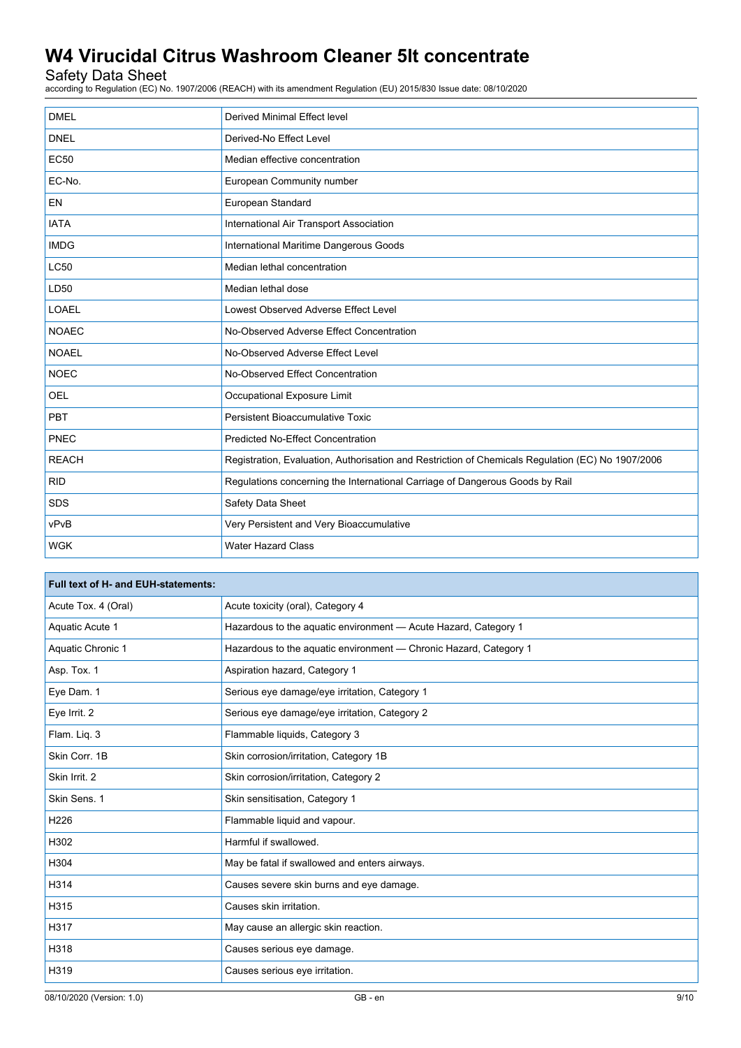| DMEL | Derived Minimal Effect level |
|---|---|
| DNEL | Derived-No Effect Level |
| EC50 | Median effective concentration |
| EC-No. | European Community number |
| EN | European Standard |
| IATA | International Air Transport Association |
| IMDG | International Maritime Dangerous Goods |
| LC50 | Median lethal concentration |
| LD50 | Median lethal dose |
| LOAEL | Lowest Observed Adverse Effect Level |
| NOAEC | No-Observed Adverse Effect Concentration |
| NOAEL | No-Observed Adverse Effect Level |
| NOEC | No-Observed Effect Concentration |
| OEL | Occupational Exposure Limit |
| PBT | Persistent Bioaccumulative Toxic |
| PNEC | Predicted No-Effect Concentration |
| REACH | Registration, Evaluation, Authorisation and Restriction of Chemicals Regulation (EC) No 1907/2006 |
| RID | Regulations concerning the International Carriage of Dangerous Goods by Rail |
| SDS | Safety Data Sheet |
| vPvB | Very Persistent and Very Bioaccumulative |
| WGK | Water Hazard Class |

| **Full text of H- and EUH-statements:** | |
|---|---|
| Acute Tox. 4 (Oral) | Acute toxicity (oral), Category 4 |
| Aquatic Acute 1 | Hazardous to the aquatic environment — Acute Hazard, Category 1 |
| Aquatic Chronic 1 | Hazardous to the aquatic environment — Chronic Hazard, Category 1 |
| Asp. Tox. 1 | Aspiration hazard, Category 1 |
| Eye Dam. 1 | Serious eye damage/eye irritation, Category 1 |
| Eye Irrit. 2 | Serious eye damage/eye irritation, Category 2 |
| Flam. Liq. 3 | Flammable liquids, Category 3 |
| Skin Corr. 1B | Skin corrosion/irritation, Category 1B |
| Skin Irrit. 2 | Skin corrosion/irritation, Category 2 |
| Skin Sens. 1 | Skin sensitisation, Category 1 |
| H226 | Flammable liquid and vapour. |
| H302 | Harmful if swallowed. |
| H304 | May be fatal if swallowed and enters airways. |
| H314 | Causes severe skin burns and eye damage. |
| H315 | Causes skin irritation. |
| H317 | May cause an allergic skin reaction. |
| H318 | Causes serious eye damage. |
| H319 | Causes serious eye irritation. |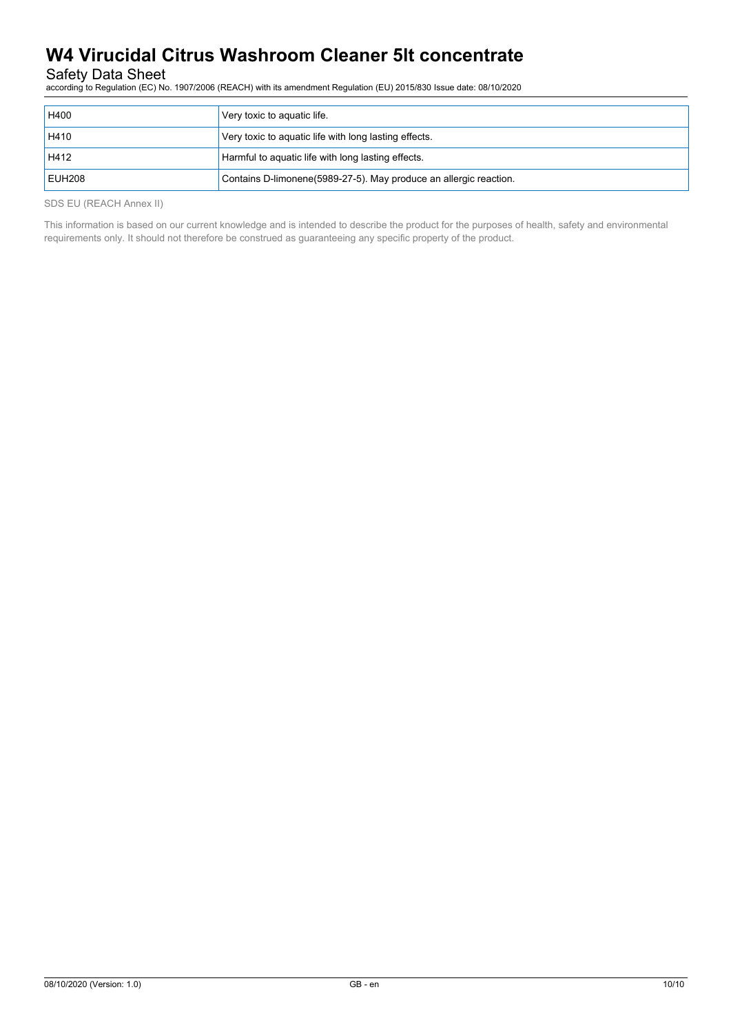| | |
|---|---|
| H400 | Very toxic to aquatic life. |
| H410 | Very toxic to aquatic life with long lasting effects. |
| H412 | Harmful to aquatic life with long lasting effects. |
| EUH208 | Contains D-limonene(5989-27-5). May produce an allergic reaction. |

SDS EU (REACH Annex II)

This information is based on our current knowledge and is intended to describe the product for the purposes of health, safety and environmental requirements only. It should not therefore be construed as guaranteeing any specific property of the product.